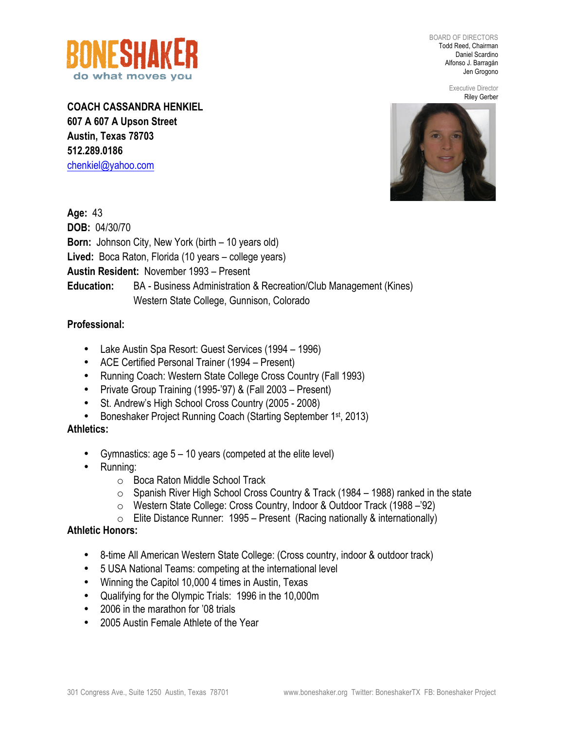BONESHAKER
do what moves you

BOARD OF DIRECTORS
Todd Reed, Chairman
Daniel Scardino
Alfonso J. Barragán
Jen Grogono

Executive Director
Riley Gerber

**COACH CASSANDRA HENKIEL**
**607 A 607 A Upson Street**
**Austin, Texas 78703**
**512.289.0186**
chenkiel@yahoo.com

**Age:** 43
**DOB:** 04/30/70
**Born:** Johnson City, New York (birth – 10 years old)
**Lived:** Boca Raton, Florida (10 years – college years)
**Austin Resident:** November 1993 – Present
**Education:** BA - Business Administration & Recreation/Club Management (Kines)
Western State College, Gunnison, Colorado

**Professional:**

- Lake Austin Spa Resort: Guest Services (1994 – 1996)
- ACE Certified Personal Trainer (1994 – Present)
- Running Coach: Western State College Cross Country (Fall 1993)
- Private Group Training (1995-'97) & (Fall 2003 – Present)
- St. Andrew's High School Cross Country (2005 - 2008)
- Boneshaker Project Running Coach (Starting September 1st, 2013)

**Athletics:**

- Gymnastics: age 5 – 10 years (competed at the elite level)
- Running:
  - Boca Raton Middle School Track
  - Spanish River High School Cross Country & Track (1984 – 1988) ranked in the state
  - Western State College: Cross Country, Indoor & Outdoor Track (1988 –'92)
  - Elite Distance Runner: 1995 – Present (Racing nationally & internationally)

**Athletic Honors:**

- 8-time All American Western State College: (Cross country, indoor & outdoor track)
- 5 USA National Teams: competing at the international level
- Winning the Capitol 10,000 4 times in Austin, Texas
- Qualifying for the Olympic Trials: 1996 in the 10,000m
- 2006 in the marathon for '08 trials
- 2005 Austin Female Athlete of the Year

301 Congress Ave., Suite 1250 Austin, Texas 78701 www.boneshaker.org Twitter: BoneshakerTX FB: Boneshaker Project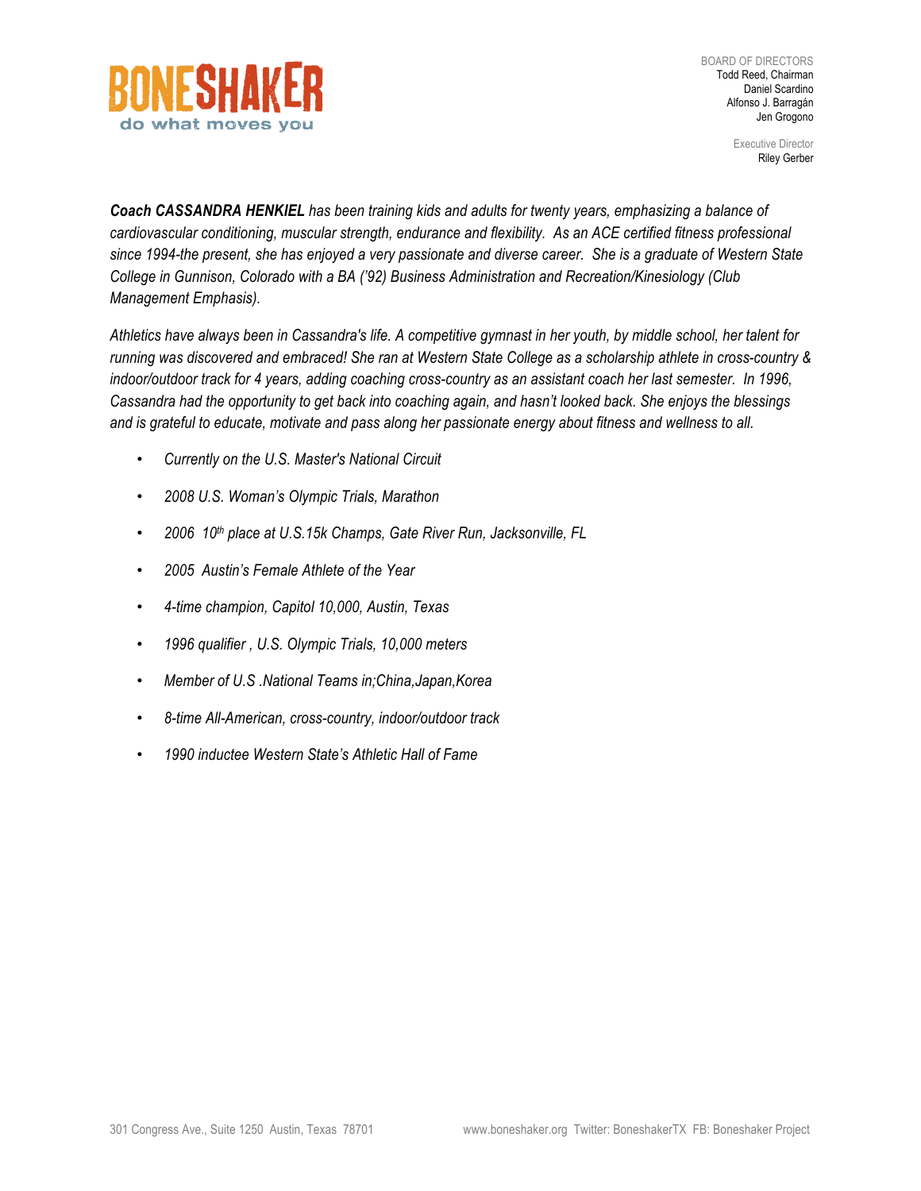**BONESHAKER**
do what moves you

BOARD OF DIRECTORS
Todd Reed, Chairman
Daniel Scardino
Alfonso J. Barragán
Jen Grogono

Executive Director
Riley Gerber

***Coach CASSANDRA HENKIEL*** *has been training kids and adults for twenty years, emphasizing a balance of cardiovascular conditioning, muscular strength, endurance and flexibility. As an ACE certified fitness professional since 1994-the present, she has enjoyed a very passionate and diverse career. She is a graduate of Western State College in Gunnison, Colorado with a BA ('92) Business Administration and Recreation/Kinesiology (Club Management Emphasis).*

*Athletics have always been in Cassandra's life. A competitive gymnast in her youth, by middle school, her talent for running was discovered and embraced! She ran at Western State College as a scholarship athlete in cross-country & indoor/outdoor track for 4 years, adding coaching cross-country as an assistant coach her last semester. In 1996, Cassandra had the opportunity to get back into coaching again, and hasn't looked back. She enjoys the blessings and is grateful to educate, motivate and pass along her passionate energy about fitness and wellness to all.*

- *Currently on the U.S. Master's National Circuit*
- *2008 U.S. Woman's Olympic Trials, Marathon*
- *2006 10th place at U.S.15k Champs, Gate River Run, Jacksonville, FL*
- *2005 Austin's Female Athlete of the Year*
- *4-time champion, Capitol 10,000, Austin, Texas*
- *1996 qualifier , U.S. Olympic Trials, 10,000 meters*
- *Member of U.S .National Teams in;China,Japan,Korea*
- *8-time All-American, cross-country, indoor/outdoor track*
- *1990 inductee Western State's Athletic Hall of Fame*

301 Congress Ave., Suite 1250 Austin, Texas 78701 www.boneshaker.org Twitter: BoneshakerTX FB: Boneshaker Project